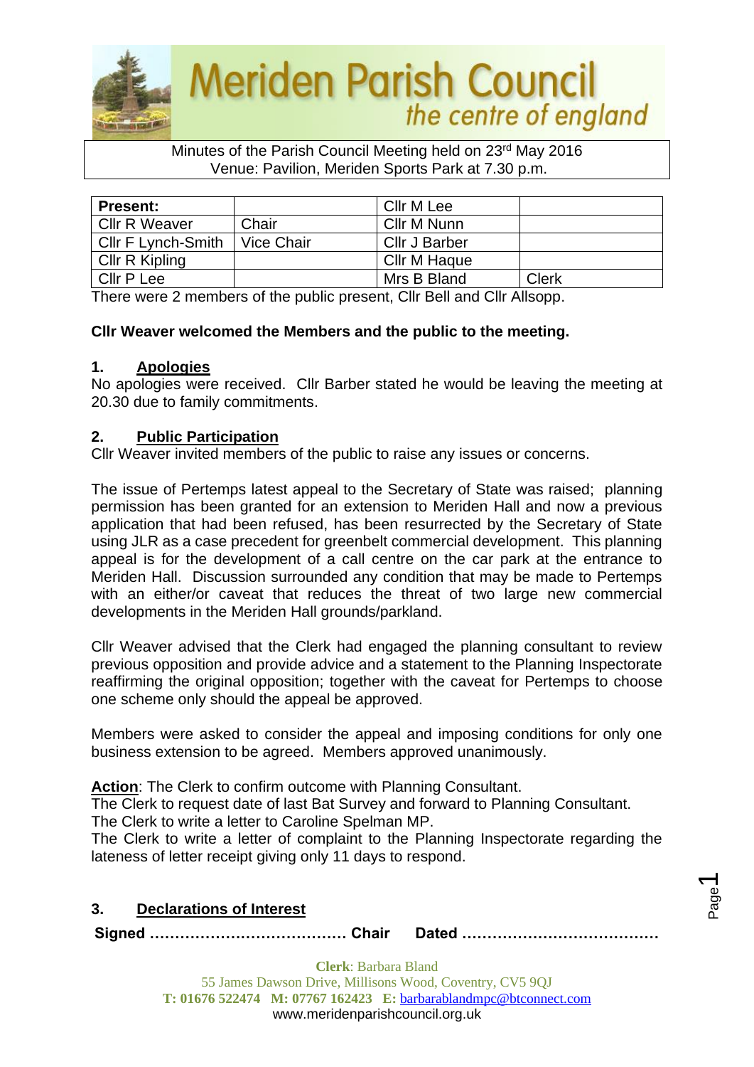# Meriden Parish Council
*the centre of england*

Minutes of the Parish Council Meeting held on 23rd May 2016
Venue: Pavilion, Meriden Sports Park at 7.30 p.m.

| Present: | | Cllr M Lee | |
|---|---|---|---|
| Cllr R Weaver | Chair | Cllr M Nunn | |
| Cllr F Lynch-Smith | Vice Chair | Cllr J Barber | |
| Cllr R Kipling | | Cllr M Haque | |
| Cllr P Lee | | Mrs B Bland | Clerk |

There were 2 members of the public present, Cllr Bell and Cllr Allsopp.

**Cllr Weaver welcomed the Members and the public to the meeting.**

## 1. Apologies

No apologies were received. Cllr Barber stated he would be leaving the meeting at 20.30 due to family commitments.

## 2. Public Participation

Cllr Weaver invited members of the public to raise any issues or concerns.

The issue of Pertemps latest appeal to the Secretary of State was raised; planning permission has been granted for an extension to Meriden Hall and now a previous application that had been refused, has been resurrected by the Secretary of State using JLR as a case precedent for greenbelt commercial development. This planning appeal is for the development of a call centre on the car park at the entrance to Meriden Hall. Discussion surrounded any condition that may be made to Pertemps with an either/or caveat that reduces the threat of two large new commercial developments in the Meriden Hall grounds/parkland.

Cllr Weaver advised that the Clerk had engaged the planning consultant to review previous opposition and provide advice and a statement to the Planning Inspectorate reaffirming the original opposition; together with the caveat for Pertemps to choose one scheme only should the appeal be approved.

Members were asked to consider the appeal and imposing conditions for only one business extension to be agreed. Members approved unanimously.

**Action**: The Clerk to confirm outcome with Planning Consultant.
The Clerk to request date of last Bat Survey and forward to Planning Consultant.
The Clerk to write a letter to Caroline Spelman MP.
The Clerk to write a letter of complaint to the Planning Inspectorate regarding the lateness of letter receipt giving only 11 days to respond.

## 3. Declarations of Interest

**Signed ………………………………… Chair Dated …………………………………**

**Clerk**: Barbara Bland
55 James Dawson Drive, Millisons Wood, Coventry, CV5 9QJ
**T:** 01676 522474 **M:** 07767 162423 **E:** barbarablandmpc@btconnect.com
www.meridenparishcouncil.org.uk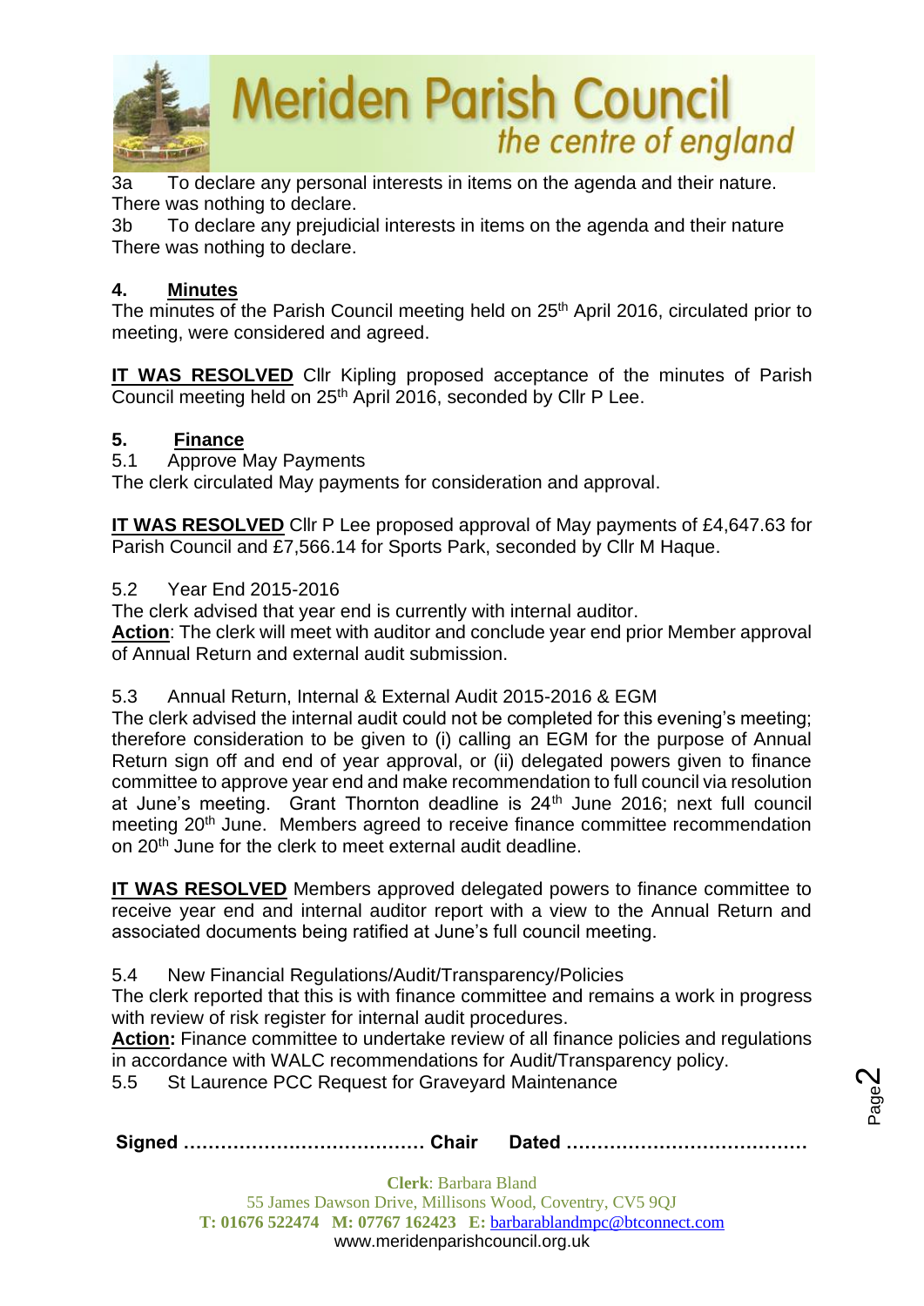3a To declare any personal interests in items on the agenda and their nature.
There was nothing to declare.

3b To declare any prejudicial interests in items on the agenda and their nature
There was nothing to declare.

## 4. Minutes

The minutes of the Parish Council meeting held on 25th April 2016, circulated prior to meeting, were considered and agreed.

**IT WAS RESOLVED** Cllr Kipling proposed acceptance of the minutes of Parish Council meeting held on 25th April 2016, seconded by Cllr P Lee.

## 5. Finance

5.1 Approve May Payments

The clerk circulated May payments for consideration and approval.

**IT WAS RESOLVED** Cllr P Lee proposed approval of May payments of £4,647.63 for Parish Council and £7,566.14 for Sports Park, seconded by Cllr M Haque.

5.2 Year End 2015-2016

The clerk advised that year end is currently with internal auditor.

**Action**: The clerk will meet with auditor and conclude year end prior Member approval of Annual Return and external audit submission.

5.3 Annual Return, Internal & External Audit 2015-2016 & EGM

The clerk advised the internal audit could not be completed for this evening's meeting; therefore consideration to be given to (i) calling an EGM for the purpose of Annual Return sign off and end of year approval, or (ii) delegated powers given to finance committee to approve year end and make recommendation to full council via resolution at June's meeting. Grant Thornton deadline is 24th June 2016; next full council meeting 20th June. Members agreed to receive finance committee recommendation on 20th June for the clerk to meet external audit deadline.

**IT WAS RESOLVED** Members approved delegated powers to finance committee to receive year end and internal auditor report with a view to the Annual Return and associated documents being ratified at June's full council meeting.

5.4 New Financial Regulations/Audit/Transparency/Policies

The clerk reported that this is with finance committee and remains a work in progress with review of risk register for internal audit procedures.

**Action:** Finance committee to undertake review of all finance policies and regulations in accordance with WALC recommendations for Audit/Transparency policy.

5.5 St Laurence PCC Request for Graveyard Maintenance

**Signed ………………………………… Chair Dated …………………………………**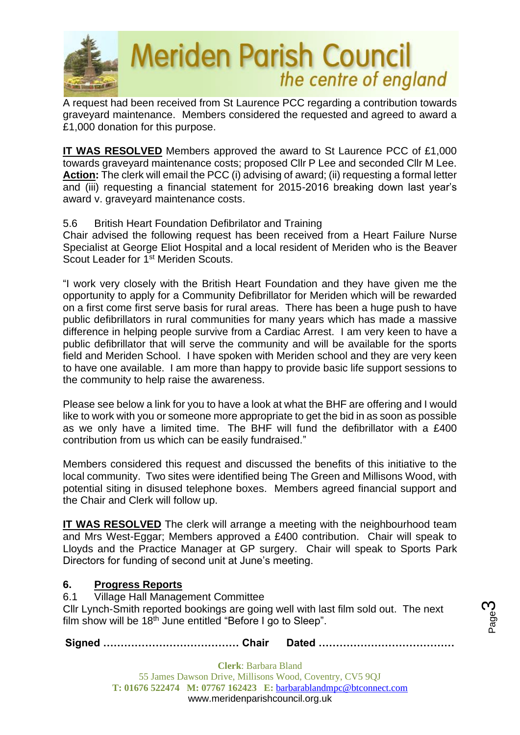A request had been received from St Laurence PCC regarding a contribution towards graveyard maintenance. Members considered the requested and agreed to award a £1,000 donation for this purpose.

**IT WAS RESOLVED** Members approved the award to St Laurence PCC of £1,000 towards graveyard maintenance costs; proposed Cllr P Lee and seconded Cllr M Lee. **Action:** The clerk will email the PCC (i) advising of award; (ii) requesting a formal letter and (iii) requesting a financial statement for 2015-2016 breaking down last year's award v. graveyard maintenance costs.

5.6 British Heart Foundation Defibrilator and Training

Chair advised the following request has been received from a Heart Failure Nurse Specialist at George Eliot Hospital and a local resident of Meriden who is the Beaver Scout Leader for 1st Meriden Scouts.

"I work very closely with the British Heart Foundation and they have given me the opportunity to apply for a Community Defibrillator for Meriden which will be rewarded on a first come first serve basis for rural areas. There has been a huge push to have public defibrillators in rural communities for many years which has made a massive difference in helping people survive from a Cardiac Arrest. I am very keen to have a public defibrillator that will serve the community and will be available for the sports field and Meriden School. I have spoken with Meriden school and they are very keen to have one available. I am more than happy to provide basic life support sessions to the community to help raise the awareness.

Please see below a link for you to have a look at what the BHF are offering and I would like to work with you or someone more appropriate to get the bid in as soon as possible as we only have a limited time. The BHF will fund the defibrillator with a £400 contribution from us which can be easily fundraised."

Members considered this request and discussed the benefits of this initiative to the local community. Two sites were identified being The Green and Millisons Wood, with potential siting in disused telephone boxes. Members agreed financial support and the Chair and Clerk will follow up.

**IT WAS RESOLVED** The clerk will arrange a meeting with the neighbourhood team and Mrs West-Eggar; Members approved a £400 contribution. Chair will speak to Lloyds and the Practice Manager at GP surgery. Chair will speak to Sports Park Directors for funding of second unit at June's meeting.

## 6. Progress Reports

6.1 Village Hall Management Committee

Cllr Lynch-Smith reported bookings are going well with last film sold out. The next film show will be 18th June entitled "Before I go to Sleep".

**Signed ………………………………… Chair Dated …………………………………**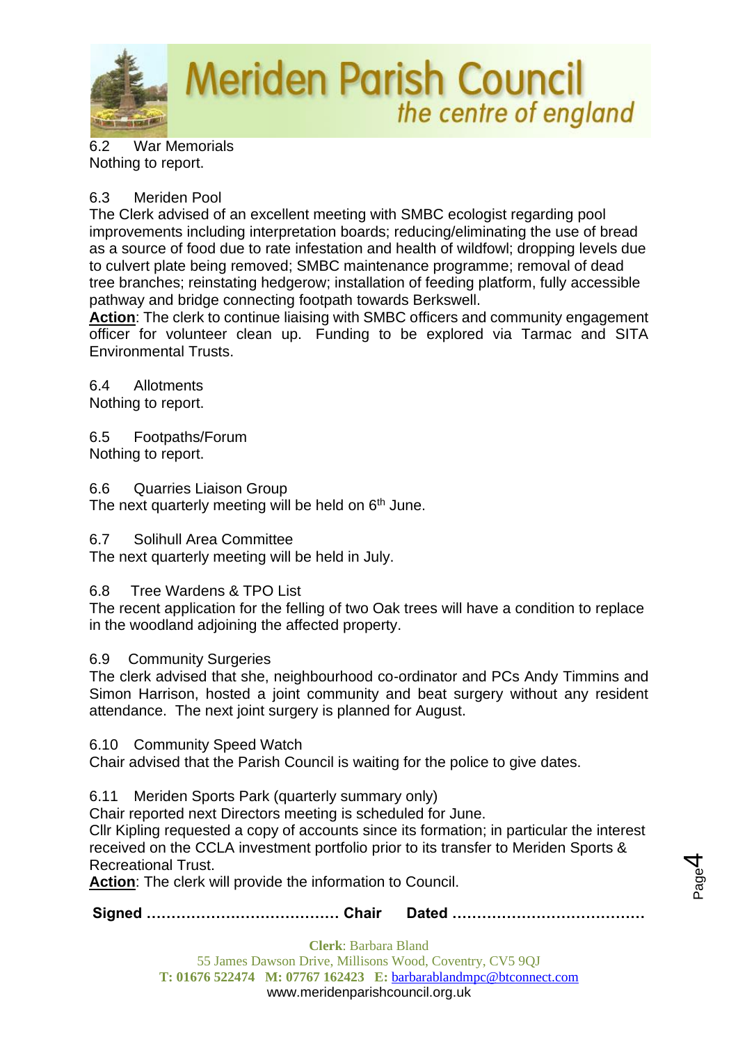6.2 War Memorials
Nothing to report.

6.3 Meriden Pool
The Clerk advised of an excellent meeting with SMBC ecologist regarding pool improvements including interpretation boards; reducing/eliminating the use of bread as a source of food due to rate infestation and health of wildfowl; dropping levels due to culvert plate being removed; SMBC maintenance programme; removal of dead tree branches; reinstating hedgerow; installation of feeding platform, fully accessible pathway and bridge connecting footpath towards Berkswell.

**Action**: The clerk to continue liaising with SMBC officers and community engagement officer for volunteer clean up. Funding to be explored via Tarmac and SITA Environmental Trusts.

6.4 Allotments
Nothing to report.

6.5 Footpaths/Forum
Nothing to report.

6.6 Quarries Liaison Group
The next quarterly meeting will be held on 6th June.

6.7 Solihull Area Committee
The next quarterly meeting will be held in July.

6.8 Tree Wardens & TPO List
The recent application for the felling of two Oak trees will have a condition to replace in the woodland adjoining the affected property.

6.9 Community Surgeries
The clerk advised that she, neighbourhood co-ordinator and PCs Andy Timmins and Simon Harrison, hosted a joint community and beat surgery without any resident attendance. The next joint surgery is planned for August.

6.10 Community Speed Watch
Chair advised that the Parish Council is waiting for the police to give dates.

6.11 Meriden Sports Park (quarterly summary only)
Chair reported next Directors meeting is scheduled for June.
Cllr Kipling requested a copy of accounts since its formation; in particular the interest received on the CCLA investment portfolio prior to its transfer to Meriden Sports & Recreational Trust.

**Action**: The clerk will provide the information to Council.

**Signed ………………………………… Chair Dated …………………………………**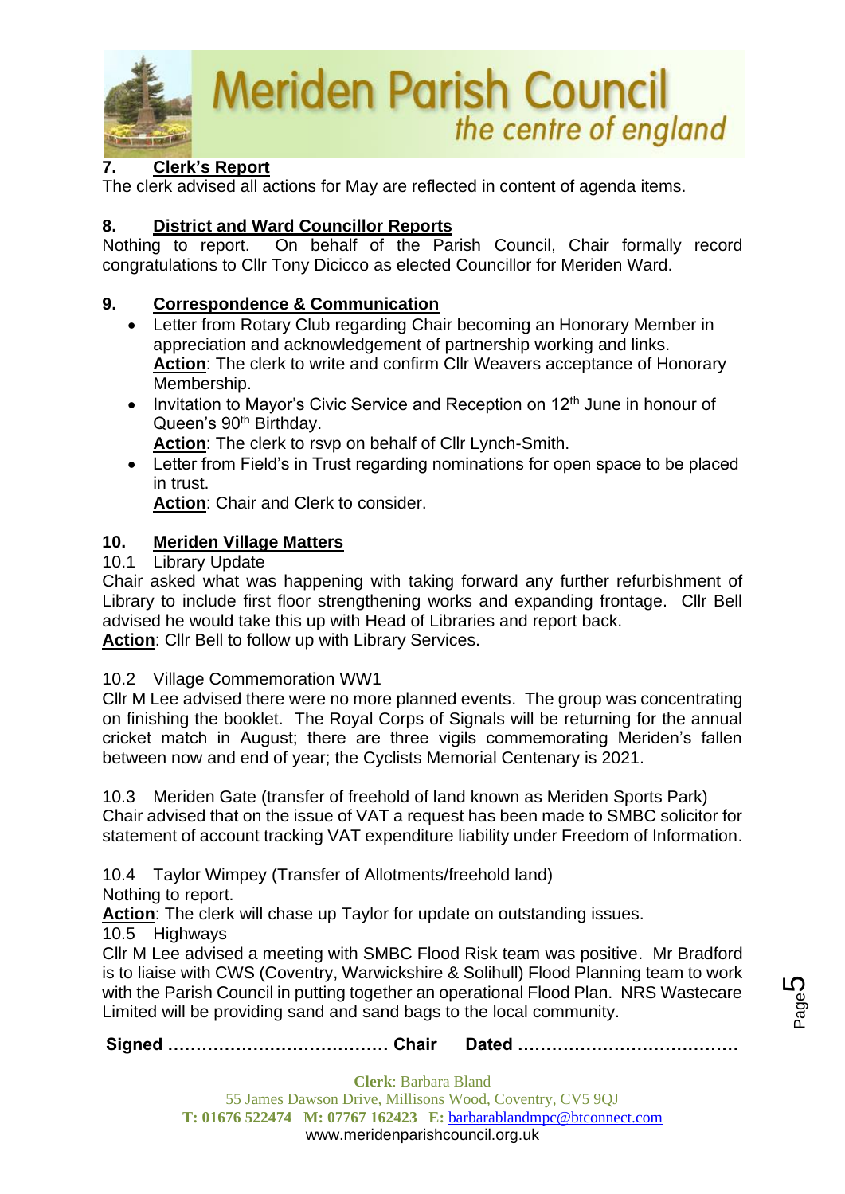## 7. Clerk's Report

The clerk advised all actions for May are reflected in content of agenda items.

## 8. District and Ward Councillor Reports

Nothing to report. On behalf of the Parish Council, Chair formally record congratulations to Cllr Tony Dicicco as elected Councillor for Meriden Ward.

## 9. Correspondence & Communication

- Letter from Rotary Club regarding Chair becoming an Honorary Member in appreciation and acknowledgement of partnership working and links.
  **Action**: The clerk to write and confirm Cllr Weavers acceptance of Honorary Membership.
- Invitation to Mayor's Civic Service and Reception on 12th June in honour of Queen's 90th Birthday.
  **Action**: The clerk to rsvp on behalf of Cllr Lynch-Smith.
- Letter from Field's in Trust regarding nominations for open space to be placed in trust.
  **Action**: Chair and Clerk to consider.

## 10. Meriden Village Matters

10.1 Library Update

Chair asked what was happening with taking forward any further refurbishment of Library to include first floor strengthening works and expanding frontage. Cllr Bell advised he would take this up with Head of Libraries and report back.
**Action**: Cllr Bell to follow up with Library Services.

10.2 Village Commemoration WW1

Cllr M Lee advised there were no more planned events. The group was concentrating on finishing the booklet. The Royal Corps of Signals will be returning for the annual cricket match in August; there are three vigils commemorating Meriden's fallen between now and end of year; the Cyclists Memorial Centenary is 2021.

10.3 Meriden Gate (transfer of freehold of land known as Meriden Sports Park)

Chair advised that on the issue of VAT a request has been made to SMBC solicitor for statement of account tracking VAT expenditure liability under Freedom of Information.

10.4 Taylor Wimpey (Transfer of Allotments/freehold land)

Nothing to report.
**Action**: The clerk will chase up Taylor for update on outstanding issues.

10.5 Highways

Cllr M Lee advised a meeting with SMBC Flood Risk team was positive. Mr Bradford is to liaise with CWS (Coventry, Warwickshire & Solihull) Flood Planning team to work with the Parish Council in putting together an operational Flood Plan. NRS Wastecare Limited will be providing sand and sand bags to the local community.

**Signed ………………………………… Chair Dated …………………………………**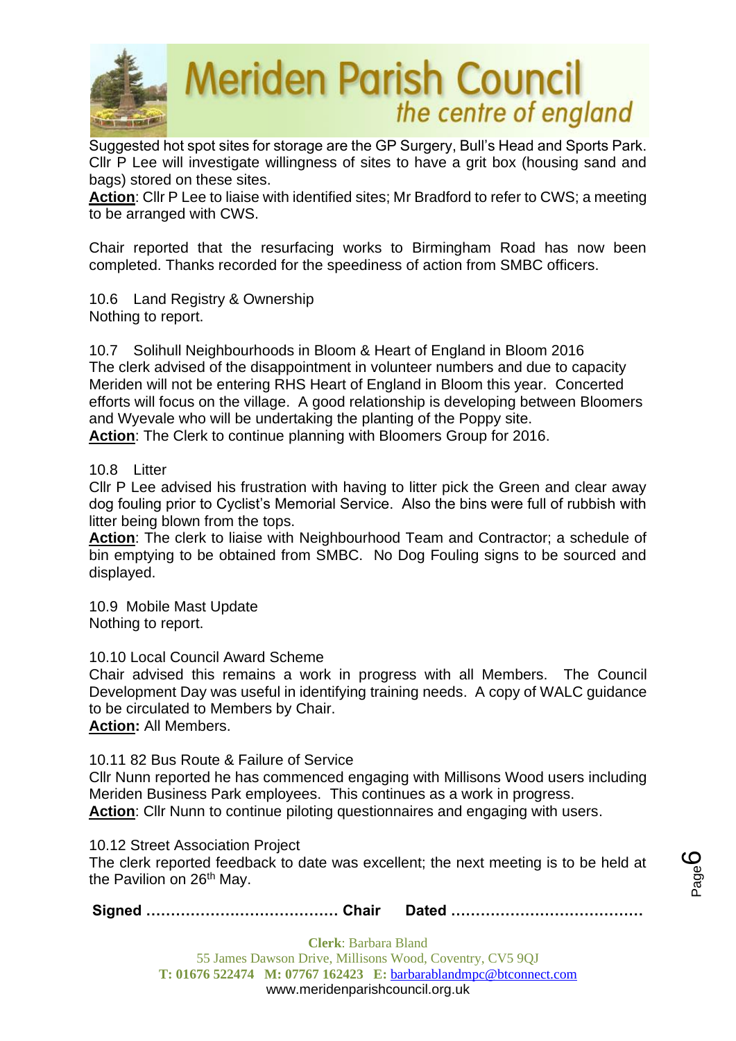Suggested hot spot sites for storage are the GP Surgery, Bull's Head and Sports Park. Cllr P Lee will investigate willingness of sites to have a grit box (housing sand and bags) stored on these sites.

**Action**: Cllr P Lee to liaise with identified sites; Mr Bradford to refer to CWS; a meeting to be arranged with CWS.

Chair reported that the resurfacing works to Birmingham Road has now been completed. Thanks recorded for the speediness of action from SMBC officers.

10.6 Land Registry & Ownership
Nothing to report.

10.7 Solihull Neighbourhoods in Bloom & Heart of England in Bloom 2016
The clerk advised of the disappointment in volunteer numbers and due to capacity Meriden will not be entering RHS Heart of England in Bloom this year. Concerted efforts will focus on the village. A good relationship is developing between Bloomers and Wyevale who will be undertaking the planting of the Poppy site.
**Action**: The Clerk to continue planning with Bloomers Group for 2016.

10.8 Litter
Cllr P Lee advised his frustration with having to litter pick the Green and clear away dog fouling prior to Cyclist's Memorial Service. Also the bins were full of rubbish with litter being blown from the tops.
**Action**: The clerk to liaise with Neighbourhood Team and Contractor; a schedule of bin emptying to be obtained from SMBC. No Dog Fouling signs to be sourced and displayed.

10.9 Mobile Mast Update
Nothing to report.

10.10 Local Council Award Scheme
Chair advised this remains a work in progress with all Members. The Council Development Day was useful in identifying training needs. A copy of WALC guidance to be circulated to Members by Chair.
**Action:** All Members.

10.11 82 Bus Route & Failure of Service
Cllr Nunn reported he has commenced engaging with Millisons Wood users including Meriden Business Park employees. This continues as a work in progress.
**Action**: Cllr Nunn to continue piloting questionnaires and engaging with users.

10.12 Street Association Project
The clerk reported feedback to date was excellent; the next meeting is to be held at the Pavilion on 26th May.

**Signed ………………………………… Chair Dated …………………………………**

**Clerk**: Barbara Bland
55 James Dawson Drive, Millisons Wood, Coventry, CV5 9QJ
**T: 01676 522474 M: 07767 162423 E:** barbarablandmpc@btconnect.com
www.meridenparishcouncil.org.uk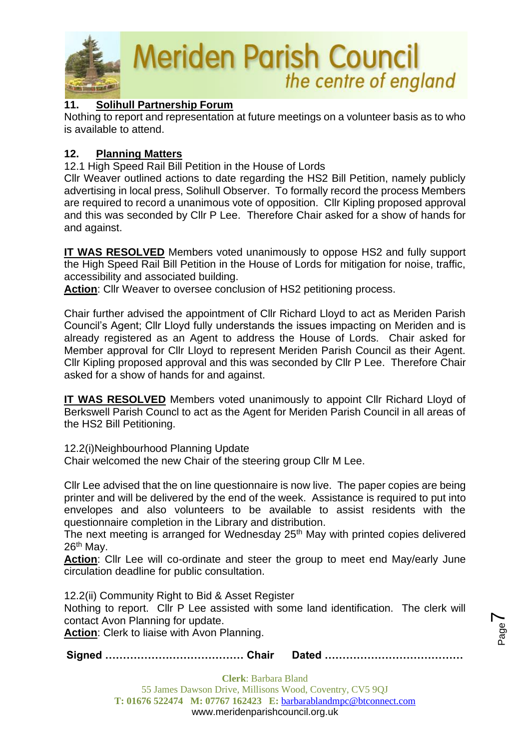## 11. Solihull Partnership Forum

Nothing to report and representation at future meetings on a volunteer basis as to who is available to attend.

## 12. Planning Matters

12.1 High Speed Rail Bill Petition in the House of Lords

Cllr Weaver outlined actions to date regarding the HS2 Bill Petition, namely publicly advertising in local press, Solihull Observer. To formally record the process Members are required to record a unanimous vote of opposition. Cllr Kipling proposed approval and this was seconded by Cllr P Lee. Therefore Chair asked for a show of hands for and against.

**IT WAS RESOLVED** Members voted unanimously to oppose HS2 and fully support the High Speed Rail Bill Petition in the House of Lords for mitigation for noise, traffic, accessibility and associated building.

**Action**: Cllr Weaver to oversee conclusion of HS2 petitioning process.

Chair further advised the appointment of Cllr Richard Lloyd to act as Meriden Parish Council's Agent; Cllr Lloyd fully understands the issues impacting on Meriden and is already registered as an Agent to address the House of Lords. Chair asked for Member approval for Cllr Lloyd to represent Meriden Parish Council as their Agent. Cllr Kipling proposed approval and this was seconded by Cllr P Lee. Therefore Chair asked for a show of hands for and against.

**IT WAS RESOLVED** Members voted unanimously to appoint Cllr Richard Lloyd of Berkswell Parish Councl to act as the Agent for Meriden Parish Council in all areas of the HS2 Bill Petitioning.

12.2(i)Neighbourhood Planning Update

Chair welcomed the new Chair of the steering group Cllr M Lee.

Cllr Lee advised that the on line questionnaire is now live. The paper copies are being printer and will be delivered by the end of the week. Assistance is required to put into envelopes and also volunteers to be available to assist residents with the questionnaire completion in the Library and distribution.

The next meeting is arranged for Wednesday 25th May with printed copies delivered 26th May.

**Action**: Cllr Lee will co-ordinate and steer the group to meet end May/early June circulation deadline for public consultation.

12.2(ii) Community Right to Bid & Asset Register

Nothing to report. Cllr P Lee assisted with some land identification. The clerk will contact Avon Planning for update.

**Action**: Clerk to liaise with Avon Planning.

**Signed ………………………………… Chair Dated …………………………………**

**Clerk**: Barbara Bland
55 James Dawson Drive, Millisons Wood, Coventry, CV5 9QJ
**T: 01676 522474 M: 07767 162423 E:** barbarablandmpc@btconnect.com
www.meridenparishcouncil.org.uk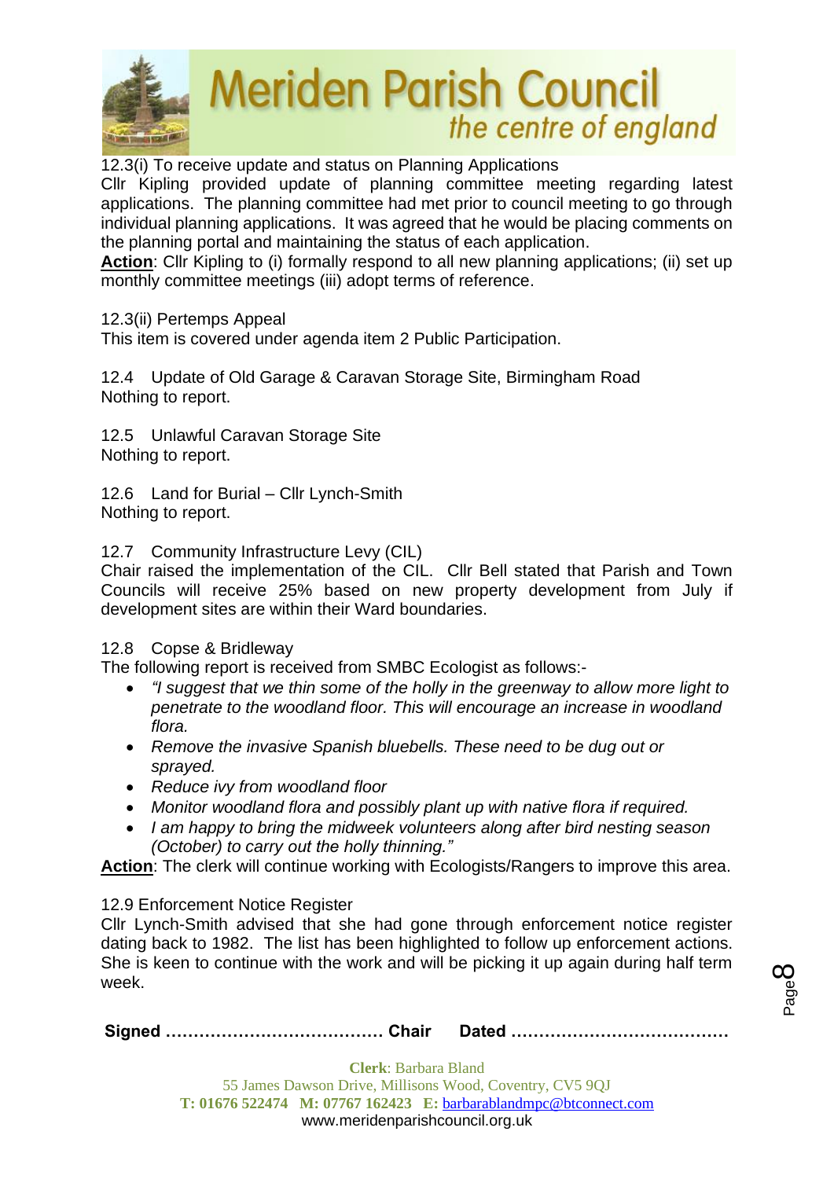12.3(i) To receive update and status on Planning Applications

Cllr Kipling provided update of planning committee meeting regarding latest applications. The planning committee had met prior to council meeting to go through individual planning applications. It was agreed that he would be placing comments on the planning portal and maintaining the status of each application.

**Action**: Cllr Kipling to (i) formally respond to all new planning applications; (ii) set up monthly committee meetings (iii) adopt terms of reference.

12.3(ii) Pertemps Appeal

This item is covered under agenda item 2 Public Participation.

12.4 Update of Old Garage & Caravan Storage Site, Birmingham Road

Nothing to report.

12.5 Unlawful Caravan Storage Site

Nothing to report.

12.6 Land for Burial – Cllr Lynch-Smith

Nothing to report.

12.7 Community Infrastructure Levy (CIL)

Chair raised the implementation of the CIL. Cllr Bell stated that Parish and Town Councils will receive 25% based on new property development from July if development sites are within their Ward boundaries.

12.8 Copse & Bridleway

The following report is received from SMBC Ecologist as follows:-

- *"I suggest that we thin some of the holly in the greenway to allow more light to penetrate to the woodland floor. This will encourage an increase in woodland flora.*
- *Remove the invasive Spanish bluebells. These need to be dug out or sprayed.*
- *Reduce ivy from woodland floor*
- *Monitor woodland flora and possibly plant up with native flora if required.*
- *I am happy to bring the midweek volunteers along after bird nesting season (October) to carry out the holly thinning."*

**Action**: The clerk will continue working with Ecologists/Rangers to improve this area.

12.9 Enforcement Notice Register

Cllr Lynch-Smith advised that she had gone through enforcement notice register dating back to 1982. The list has been highlighted to follow up enforcement actions. She is keen to continue with the work and will be picking it up again during half term week.

**Signed ………………………………… Chair  Dated …………………………………**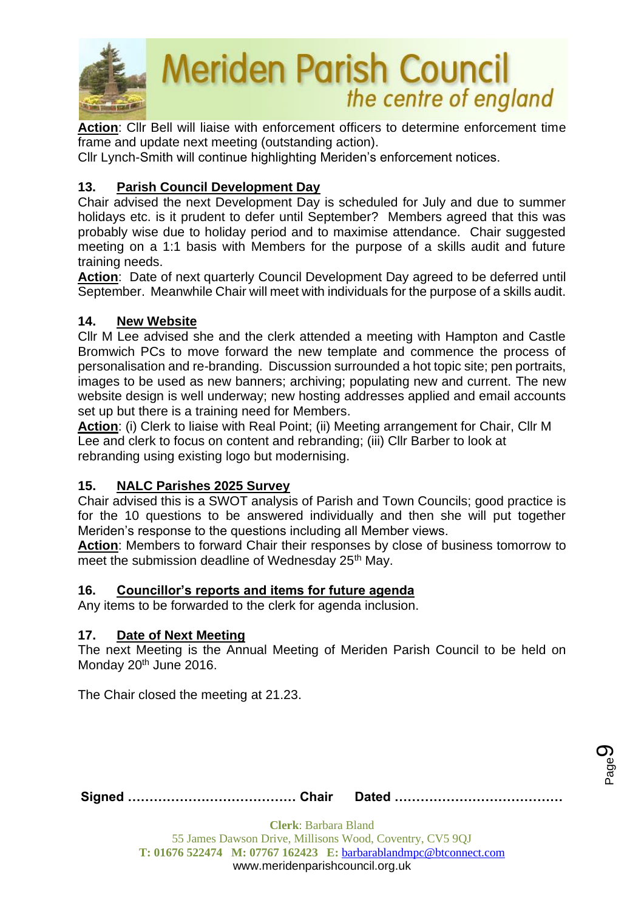**Action**: Cllr Bell will liaise with enforcement officers to determine enforcement time frame and update next meeting (outstanding action).
Cllr Lynch-Smith will continue highlighting Meriden's enforcement notices.

### 13. Parish Council Development Day

Chair advised the next Development Day is scheduled for July and due to summer holidays etc. is it prudent to defer until September? Members agreed that this was probably wise due to holiday period and to maximise attendance. Chair suggested meeting on a 1:1 basis with Members for the purpose of a skills audit and future training needs.

**Action**: Date of next quarterly Council Development Day agreed to be deferred until September. Meanwhile Chair will meet with individuals for the purpose of a skills audit.

### 14. New Website

Cllr M Lee advised she and the clerk attended a meeting with Hampton and Castle Bromwich PCs to move forward the new template and commence the process of personalisation and re-branding. Discussion surrounded a hot topic site; pen portraits, images to be used as new banners; archiving; populating new and current. The new website design is well underway; new hosting addresses applied and email accounts set up but there is a training need for Members.

**Action**: (i) Clerk to liaise with Real Point; (ii) Meeting arrangement for Chair, Cllr M Lee and clerk to focus on content and rebranding; (iii) Cllr Barber to look at rebranding using existing logo but modernising.

### 15. NALC Parishes 2025 Survey

Chair advised this is a SWOT analysis of Parish and Town Councils; good practice is for the 10 questions to be answered individually and then she will put together Meriden's response to the questions including all Member views.

**Action**: Members to forward Chair their responses by close of business tomorrow to meet the submission deadline of Wednesday 25th May.

### 16. Councillor's reports and items for future agenda

Any items to be forwarded to the clerk for agenda inclusion.

### 17. Date of Next Meeting

The next Meeting is the Annual Meeting of Meriden Parish Council to be held on Monday 20th June 2016.

The Chair closed the meeting at 21.23.

**Signed ………………………………… Chair Dated …………………………………**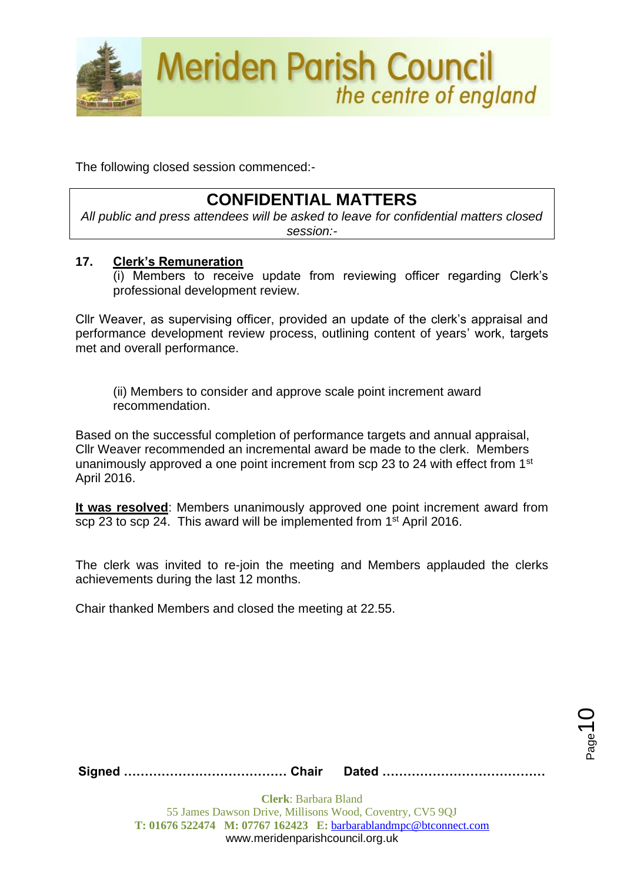The following closed session commenced:-

## CONFIDENTIAL MATTERS

*All public and press attendees will be asked to leave for confidential matters closed session:-*

**17. Clerk's Remuneration**

(i) Members to receive update from reviewing officer regarding Clerk's professional development review.

Cllr Weaver, as supervising officer, provided an update of the clerk's appraisal and performance development review process, outlining content of years' work, targets met and overall performance.

(ii) Members to consider and approve scale point increment award recommendation.

Based on the successful completion of performance targets and annual appraisal, Cllr Weaver recommended an incremental award be made to the clerk. Members unanimously approved a one point increment from scp 23 to 24 with effect from 1st April 2016.

**It was resolved**: Members unanimously approved one point increment award from scp 23 to scp 24. This award will be implemented from 1st April 2016.

The clerk was invited to re-join the meeting and Members applauded the clerks achievements during the last 12 months.

Chair thanked Members and closed the meeting at 22.55.

**Signed ………………………………… Chair Dated …………………………………**

**Clerk**: Barbara Bland
55 James Dawson Drive, Millisons Wood, Coventry, CV5 9QJ
**T: 01676 522474 M: 07767 162423 E:** barbarablandmpc@btconnect.com
www.meridenparishcouncil.org.uk